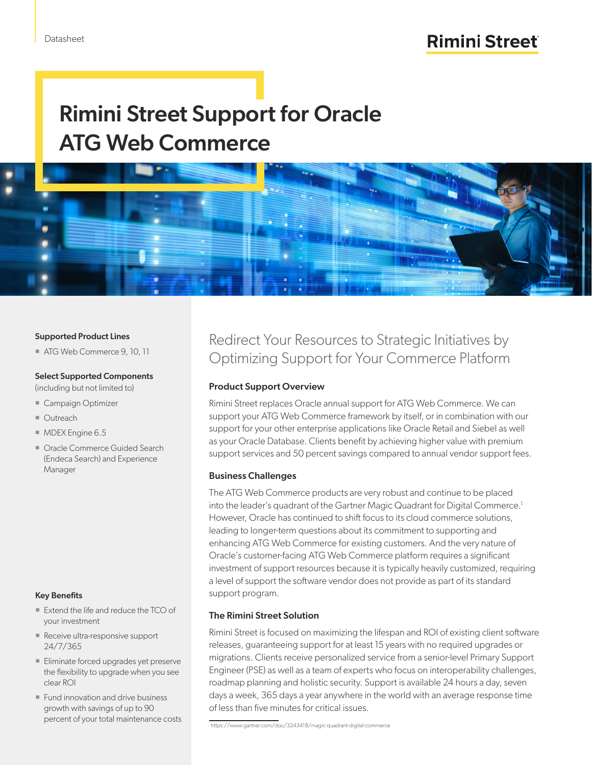Datasheet

# Rimini Street Support for Oracle ATG Web Commerce

## Redirect Your Resources to Strategic Initiatives by Optimizing Support for Your Commerce Platform

### Product Support Overview

Rimini Street replaces Oracle annual support for ATG Web Commerce. We can support your ATG Web Commerce framework by itself, or in combination with our support for your other enterprise applications like Oracle Retail and Siebel as well as your Oracle Database. Clients benefit by achieving higher value with premium support services and 50 percent savings compared to annual vendor support fees.

### Business Challenges

The ATG Web Commerce products are very robust and continue to be placed into the leader's quadrant of the Gartner Magic Quadrant for Digital Commerce.[1] However, Oracle has continued to shift focus to its cloud commerce solutions, leading to longer-term questions about its commitment to supporting and enhancing ATG Web Commerce for existing customers. And the very nature of Oracle's customer-facing ATG Web Commerce platform requires a significant investment of support resources because it is typically heavily customized, requiring a level of support the software vendor does not provide as part of its standard support program.

### The Rimini Street Solution

Rimini Street is focused on maximizing the lifespan and ROI of existing client software releases, guaranteeing support for at least 15 years with no required upgrades or migrations. Clients receive personalized service from a senior-level Primary Support Engineer (PSE) as well as a team of experts who focus on interoperability challenges, roadmap planning and holistic security. Support is available 24 hours a day, seven days a week, 365 days a year anywhere in the world with an average response time of less than five minutes for critical issues.

[1] https://www.gartner.com/doc/3243418/magic-quadrant-digital-commerce

### Supported Product Lines

- ATG Web Commerce 9, 10, 11

### Select Supported Components

(including but not limited to)

- Campaign Optimizer
- Outreach
- MDEX Engine 6.5
- Oracle Commerce Guided Search (Endeca Search) and Experience Manager

### Key Benefits

- Extend the life and reduce the TCO of your investment
- Receive ultra-responsive support 24/7/365
- Eliminate forced upgrades yet preserve the flexibility to upgrade when you see clear ROI
- Fund innovation and drive business growth with savings of up to 90 percent of your total maintenance costs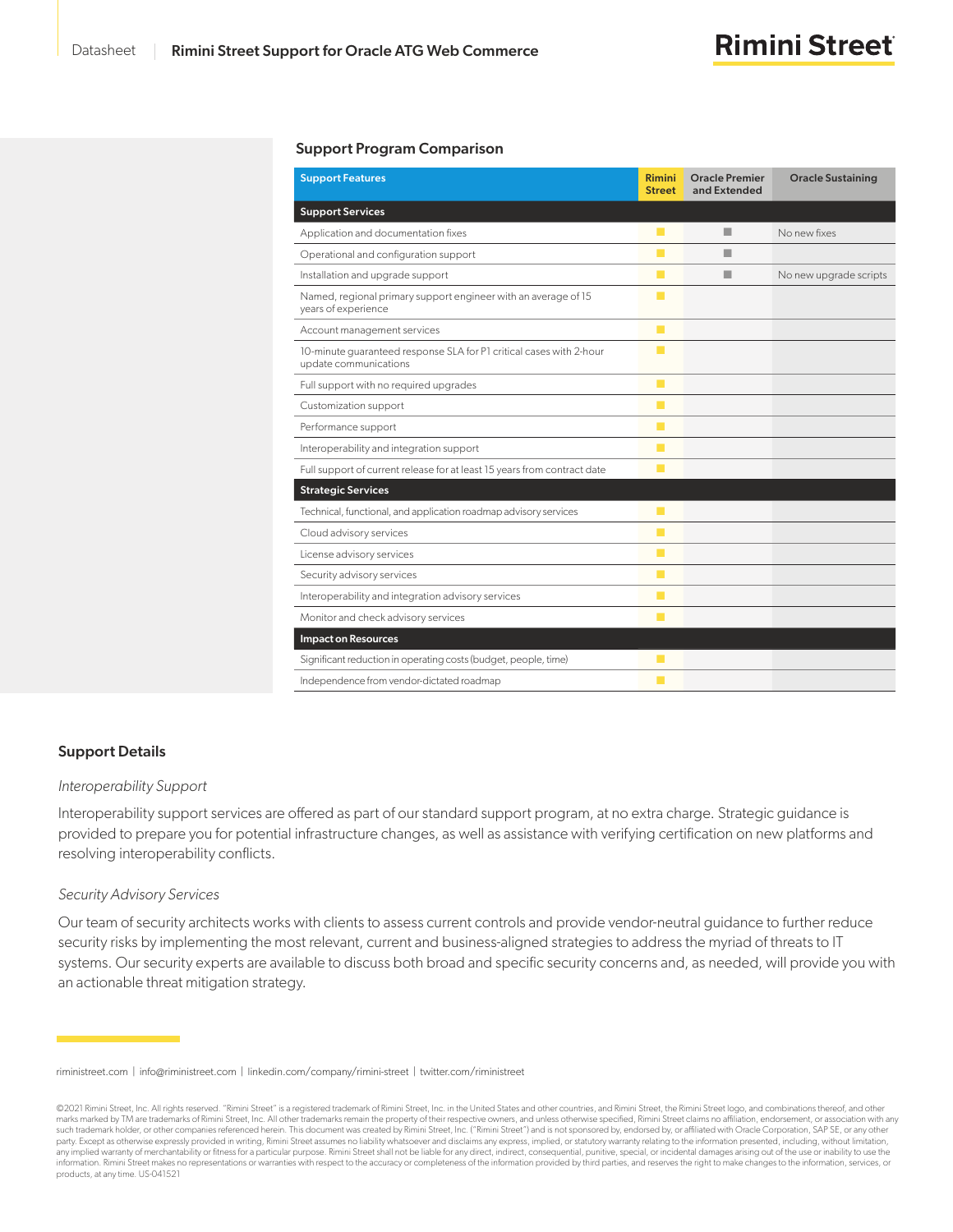## Support Program Comparison

| Support Features | Rimini Street | Oracle Premier and Extended | Oracle Sustaining |
|---|---|---|---|
| **Support Services** | | | |
| Application and documentation fixes | ■ | ■ | No new fixes |
| Operational and configuration support | ■ | ■ | |
| Installation and upgrade support | ■ | ■ | No new upgrade scripts |
| Named, regional primary support engineer with an average of 15 years of experience | ■ | | |
| Account management services | ■ | | |
| 10-minute guaranteed response SLA for P1 critical cases with 2-hour update communications | ■ | | |
| Full support with no required upgrades | ■ | | |
| Customization support | ■ | | |
| Performance support | ■ | | |
| Interoperability and integration support | ■ | | |
| Full support of current release for at least 15 years from contract date | ■ | | |
| **Strategic Services** | | | |
| Technical, functional, and application roadmap advisory services | ■ | | |
| Cloud advisory services | ■ | | |
| License advisory services | ■ | | |
| Security advisory services | ■ | | |
| Interoperability and integration advisory services | ■ | | |
| Monitor and check advisory services | ■ | | |
| **Impact on Resources** | | | |
| Significant reduction in operating costs (budget, people, time) | ■ | | |
| Independence from vendor-dictated roadmap | ■ | | |

## Support Details

*Interoperability Support*

Interoperability support services are offered as part of our standard support program, at no extra charge. Strategic guidance is provided to prepare you for potential infrastructure changes, as well as assistance with verifying certification on new platforms and resolving interoperability conflicts.

*Security Advisory Services*

Our team of security architects works with clients to assess current controls and provide vendor-neutral guidance to further reduce security risks by implementing the most relevant, current and business-aligned strategies to address the myriad of threats to IT systems. Our security experts are available to discuss both broad and specific security concerns and, as needed, will provide you with an actionable threat mitigation strategy.

riministreet.com | info@riministreet.com | linkedin.com/company/rimini-street | twitter.com/riministreet

©2021 Rimini Street, Inc. All rights reserved. "Rimini Street" is a registered trademark of Rimini Street, Inc. in the United States and other countries, and Rimini Street, the Rimini Street logo, and combinations thereof, and other marks marked by TM are trademarks of Rimini Street, Inc. All other trademarks remain the property of their respective owners, and unless otherwise specified, Rimini Street claims no affiliation, endorsement, or association with any such trademark holder, or other companies referenced herein. This document was created by Rimini Street, Inc. ("Rimini Street") and is not sponsored by, endorsed by, or affiliated with Oracle Corporation, SAP SE, or any other party. Except as otherwise expressly provided in writing, Rimini Street assumes no liability whatsoever and disclaims any express, implied, or statutory warranty relating to the information presented, including, without limitation, any implied warranty of merchantability or fitness for a particular purpose. Rimini Street shall not be liable for any direct, indirect, consequential, punitive, special, or incidental damages arising out of the use or inability to use the information. Rimini Street makes no representations or warranties with respect to the accuracy or completeness of the information provided by third parties, and reserves the right to make changes to the information, services, or products, at any time. US-041521